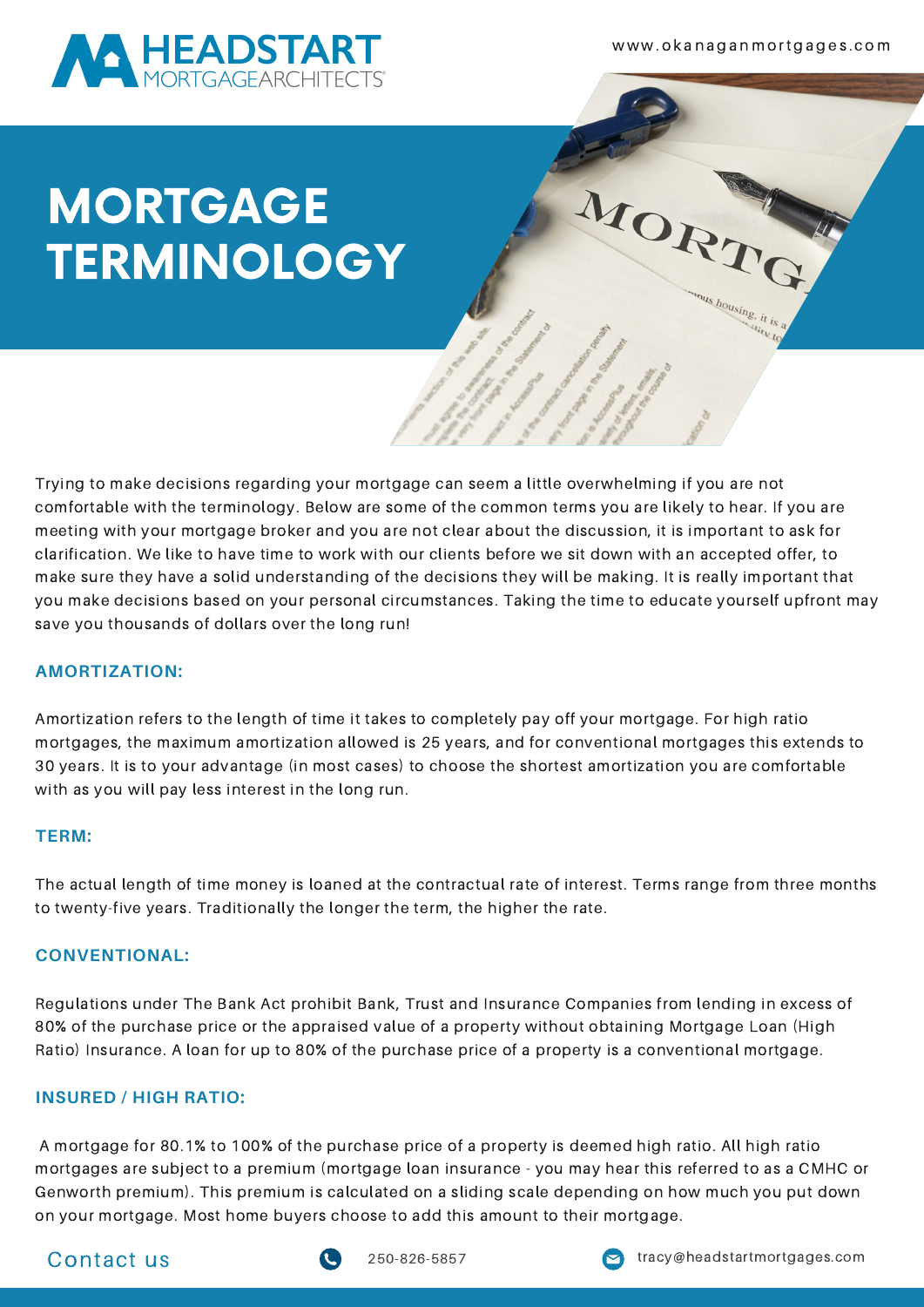HEADSTART MORTGAGEARCHITECTS®

www.okanaganmortgages.com

# MORTGAGE TERMINOLOGY

Trying to make decisions regarding your mortgage can seem a little overwhelming if you are not comfortable with the terminology. Below are some of the common terms you are likely to hear. If you are meeting with your mortgage broker and you are not clear about the discussion, it is important to ask for clarification. We like to have time to work with our clients before we sit down with an accepted offer, to make sure they have a solid understanding of the decisions they will be making. It is really important that you make decisions based on your personal circumstances. Taking the time to educate yourself upfront may save you thousands of dollars over the long run!

### AMORTIZATION:

Amortization refers to the length of time it takes to completely pay off your mortgage. For high ratio mortgages, the maximum amortization allowed is 25 years, and for conventional mortgages this extends to 30 years. It is to your advantage (in most cases) to choose the shortest amortization you are comfortable with as you will pay less interest in the long run.

### TERM:

The actual length of time money is loaned at the contractual rate of interest. Terms range from three months to twenty-five years. Traditionally the longer the term, the higher the rate.

### CONVENTIONAL:

Regulations under The Bank Act prohibit Bank, Trust and Insurance Companies from lending in excess of 80% of the purchase price or the appraised value of a property without obtaining Mortgage Loan (High Ratio) Insurance. A loan for up to 80% of the purchase price of a property is a conventional mortgage.

### INSURED / HIGH RATIO:

A mortgage for 80.1% to 100% of the purchase price of a property is deemed high ratio. All high ratio mortgages are subject to a premium (mortgage loan insurance - you may hear this referred to as a CMHC or Genworth premium). This premium is calculated on a sliding scale depending on how much you put down on your mortgage. Most home buyers choose to add this amount to their mortgage.

Contact us 250-826-5857 tracy@headstartmortgages.com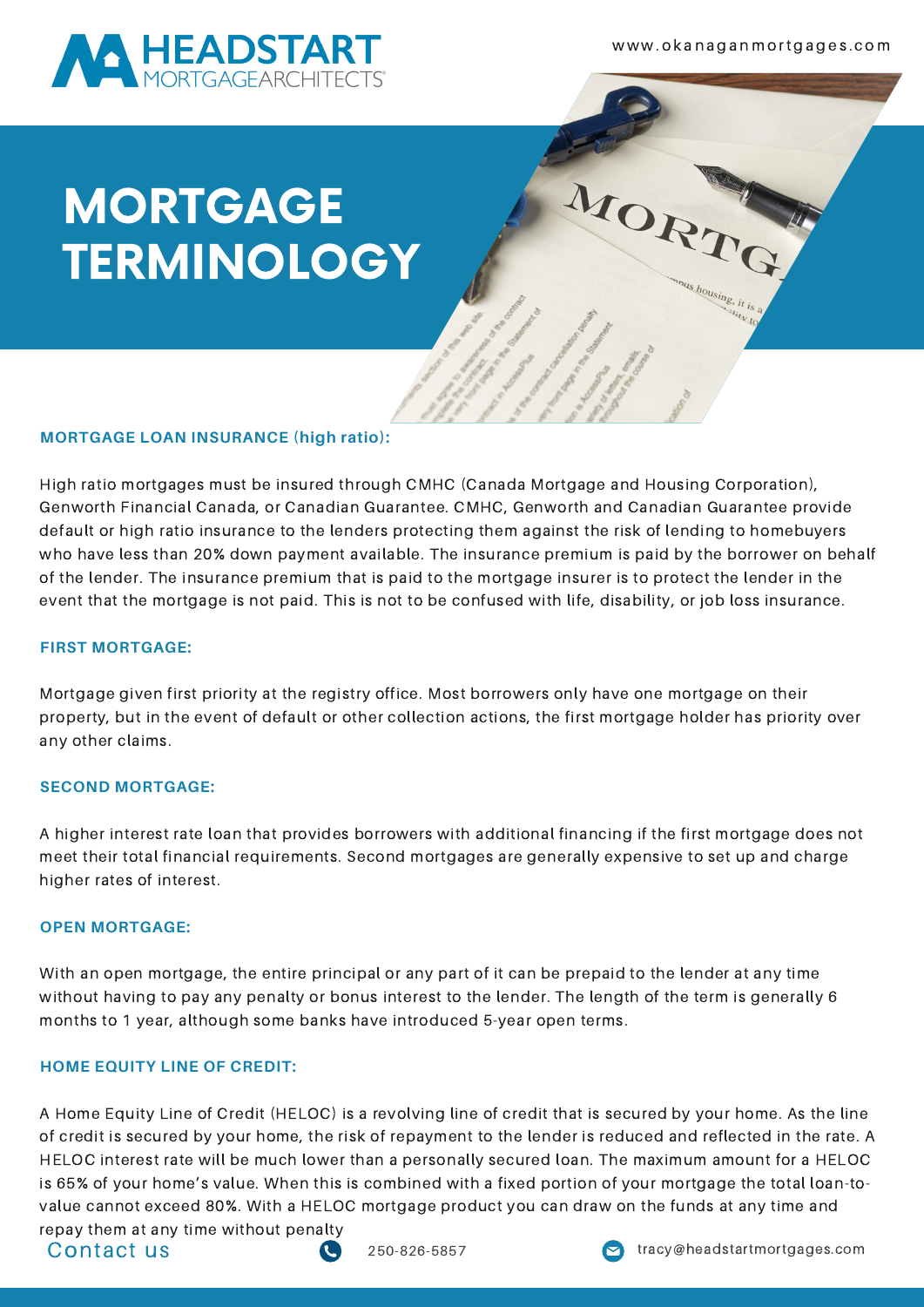# MORTGAGE TERMINOLOGY

### MORTGAGE LOAN INSURANCE (high ratio):

High ratio mortgages must be insured through CMHC (Canada Mortgage and Housing Corporation), Genworth Financial Canada, or Canadian Guarantee. CMHC, Genworth and Canadian Guarantee provide default or high ratio insurance to the lenders protecting them against the risk of lending to homebuyers who have less than 20% down payment available. The insurance premium is paid by the borrower on behalf of the lender. The insurance premium that is paid to the mortgage insurer is to protect the lender in the event that the mortgage is not paid. This is not to be confused with life, disability, or job loss insurance.

### FIRST MORTGAGE:

Mortgage given first priority at the registry office. Most borrowers only have one mortgage on their property, but in the event of default or other collection actions, the first mortgage holder has priority over any other claims.

### SECOND MORTGAGE:

A higher interest rate loan that provides borrowers with additional financing if the first mortgage does not meet their total financial requirements. Second mortgages are generally expensive to set up and charge higher rates of interest.

### OPEN MORTGAGE:

With an open mortgage, the entire principal or any part of it can be prepaid to the lender at any time without having to pay any penalty or bonus interest to the lender. The length of the term is generally 6 months to 1 year, although some banks have introduced 5-year open terms.

### HOME EQUITY LINE OF CREDIT:

A Home Equity Line of Credit (HELOC) is a revolving line of credit that is secured by your home. As the line of credit is secured by your home, the risk of repayment to the lender is reduced and reflected in the rate. A HELOC interest rate will be much lower than a personally secured loan. The maximum amount for a HELOC is 65% of your home's value. When this is combined with a fixed portion of your mortgage the total loan-to-value cannot exceed 80%. With a HELOC mortgage product you can draw on the funds at any time and repay them at any time without penalty

Contact us 250-826-5857 tracy@headstartmortgages.com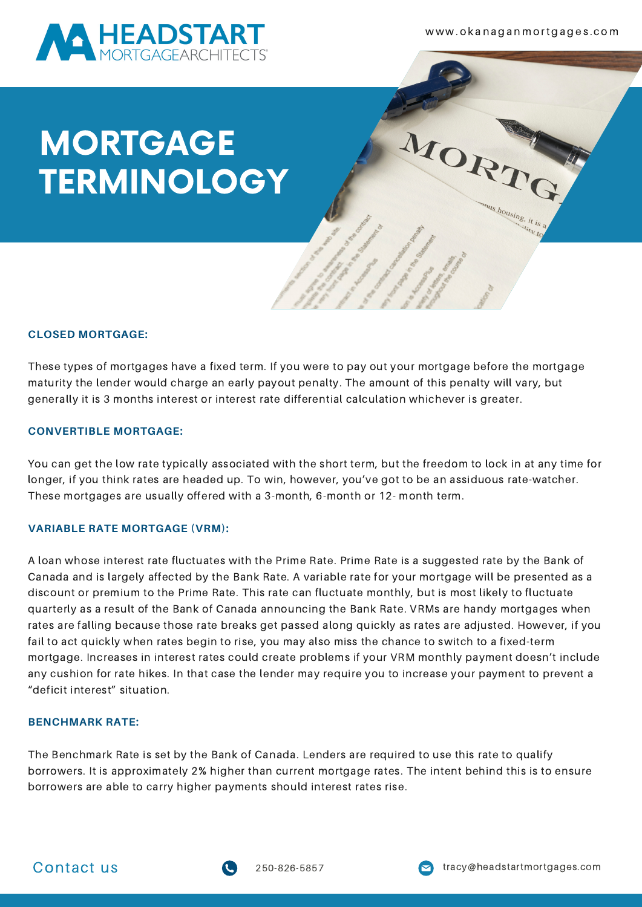HEADSTART MORTGAGEARCHITECTS

www.okanaganmortgages.com

# MORTGAGE TERMINOLOGY

### CLOSED MORTGAGE:

These types of mortgages have a fixed term. If you were to pay out your mortgage before the mortgage maturity the lender would charge an early payout penalty. The amount of this penalty will vary, but generally it is 3 months interest or interest rate differential calculation whichever is greater.

### CONVERTIBLE MORTGAGE:

You can get the low rate typically associated with the short term, but the freedom to lock in at any time for longer, if you think rates are headed up. To win, however, you've got to be an assiduous rate-watcher. These mortgages are usually offered with a 3-month, 6-month or 12- month term.

### VARIABLE RATE MORTGAGE (VRM):

A loan whose interest rate fluctuates with the Prime Rate. Prime Rate is a suggested rate by the Bank of Canada and is largely affected by the Bank Rate. A variable rate for your mortgage will be presented as a discount or premium to the Prime Rate. This rate can fluctuate monthly, but is most likely to fluctuate quarterly as a result of the Bank of Canada announcing the Bank Rate. VRMs are handy mortgages when rates are falling because those rate breaks get passed along quickly as rates are adjusted. However, if you fail to act quickly when rates begin to rise, you may also miss the chance to switch to a fixed-term mortgage. Increases in interest rates could create problems if your VRM monthly payment doesn't include any cushion for rate hikes. In that case the lender may require you to increase your payment to prevent a "deficit interest" situation.

### BENCHMARK RATE:

The Benchmark Rate is set by the Bank of Canada. Lenders are required to use this rate to qualify borrowers. It is approximately 2% higher than current mortgage rates. The intent behind this is to ensure borrowers are able to carry higher payments should interest rates rise.

Contact us

250-826-5857

tracy@headstartmortgages.com